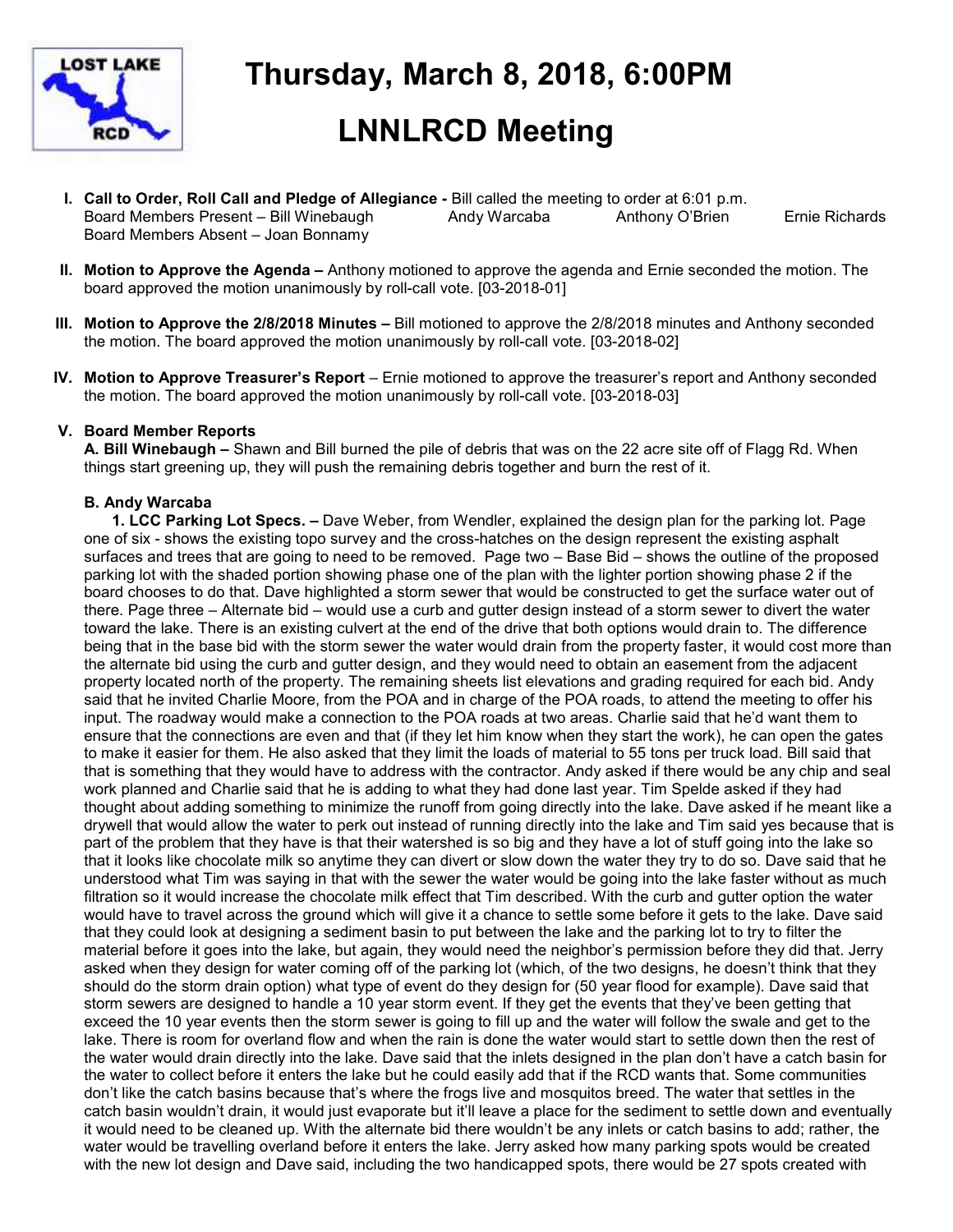# Thursday, March 8, 2018, 6:00PM

# LNNLRCD Meeting

I. **Call to Order, Roll Call and Pledge of Allegiance -** Bill called the meeting to order at 6:01 p.m.
Board Members Present – Bill Winebaugh Andy Warcaba Anthony O'Brien Ernie Richards
Board Members Absent – Joan Bonnamy

II. **Motion to Approve the Agenda –** Anthony motioned to approve the agenda and Ernie seconded the motion. The board approved the motion unanimously by roll-call vote. [03-2018-01]

III. **Motion to Approve the 2/8/2018 Minutes –** Bill motioned to approve the 2/8/2018 minutes and Anthony seconded the motion. The board approved the motion unanimously by roll-call vote. [03-2018-02]

IV. **Motion to Approve Treasurer's Report** – Ernie motioned to approve the treasurer's report and Anthony seconded the motion. The board approved the motion unanimously by roll-call vote. [03-2018-03]

V. **Board Member Reports**

**A. Bill Winebaugh –** Shawn and Bill burned the pile of debris that was on the 22 acre site off of Flagg Rd. When things start greening up, they will push the remaining debris together and burn the rest of it.

**B. Andy Warcaba**

**1. LCC Parking Lot Specs. –** Dave Weber, from Wendler, explained the design plan for the parking lot. Page one of six - shows the existing topo survey and the cross-hatches on the design represent the existing asphalt surfaces and trees that are going to need to be removed. Page two – Base Bid – shows the outline of the proposed parking lot with the shaded portion showing phase one of the plan with the lighter portion showing phase 2 if the board chooses to do that. Dave highlighted a storm sewer that would be constructed to get the surface water out of there. Page three – Alternate bid – would use a curb and gutter design instead of a storm sewer to divert the water toward the lake. There is an existing culvert at the end of the drive that both options would drain to. The difference being that in the base bid with the storm sewer the water would drain from the property faster, it would cost more than the alternate bid using the curb and gutter design, and they would need to obtain an easement from the adjacent property located north of the property. The remaining sheets list elevations and grading required for each bid. Andy said that he invited Charlie Moore, from the POA and in charge of the POA roads, to attend the meeting to offer his input. The roadway would make a connection to the POA roads at two areas. Charlie said that he'd want them to ensure that the connections are even and that (if they let him know when they start the work), he can open the gates to make it easier for them. He also asked that they limit the loads of material to 55 tons per truck load. Bill said that that is something that they would have to address with the contractor. Andy asked if there would be any chip and seal work planned and Charlie said that he is adding to what they had done last year. Tim Spelde asked if they had thought about adding something to minimize the runoff from going directly into the lake. Dave asked if he meant like a drywell that would allow the water to perk out instead of running directly into the lake and Tim said yes because that is part of the problem that they have is that their watershed is so big and they have a lot of stuff going into the lake so that it looks like chocolate milk so anytime they can divert or slow down the water they try to do so. Dave said that he understood what Tim was saying in that with the sewer the water would be going into the lake faster without as much filtration so it would increase the chocolate milk effect that Tim described. With the curb and gutter option the water would have to travel across the ground which will give it a chance to settle some before it gets to the lake. Dave said that they could look at designing a sediment basin to put between the lake and the parking lot to try to filter the material before it goes into the lake, but again, they would need the neighbor's permission before they did that. Jerry asked when they design for water coming off of the parking lot (which, of the two designs, he doesn't think that they should do the storm drain option) what type of event do they design for (50 year flood for example). Dave said that storm sewers are designed to handle a 10 year storm event. If they get the events that they've been getting that exceed the 10 year events then the storm sewer is going to fill up and the water will follow the swale and get to the lake. There is room for overland flow and when the rain is done the water would start to settle down then the rest of the water would drain directly into the lake. Dave said that the inlets designed in the plan don't have a catch basin for the water to collect before it enters the lake but he could easily add that if the RCD wants that. Some communities don't like the catch basins because that's where the frogs live and mosquitos breed. The water that settles in the catch basin wouldn't drain, it would just evaporate but it'll leave a place for the sediment to settle down and eventually it would need to be cleaned up. With the alternate bid there wouldn't be any inlets or catch basins to add; rather, the water would be travelling overland before it enters the lake. Jerry asked how many parking spots would be created with the new lot design and Dave said, including the two handicapped spots, there would be 27 spots created with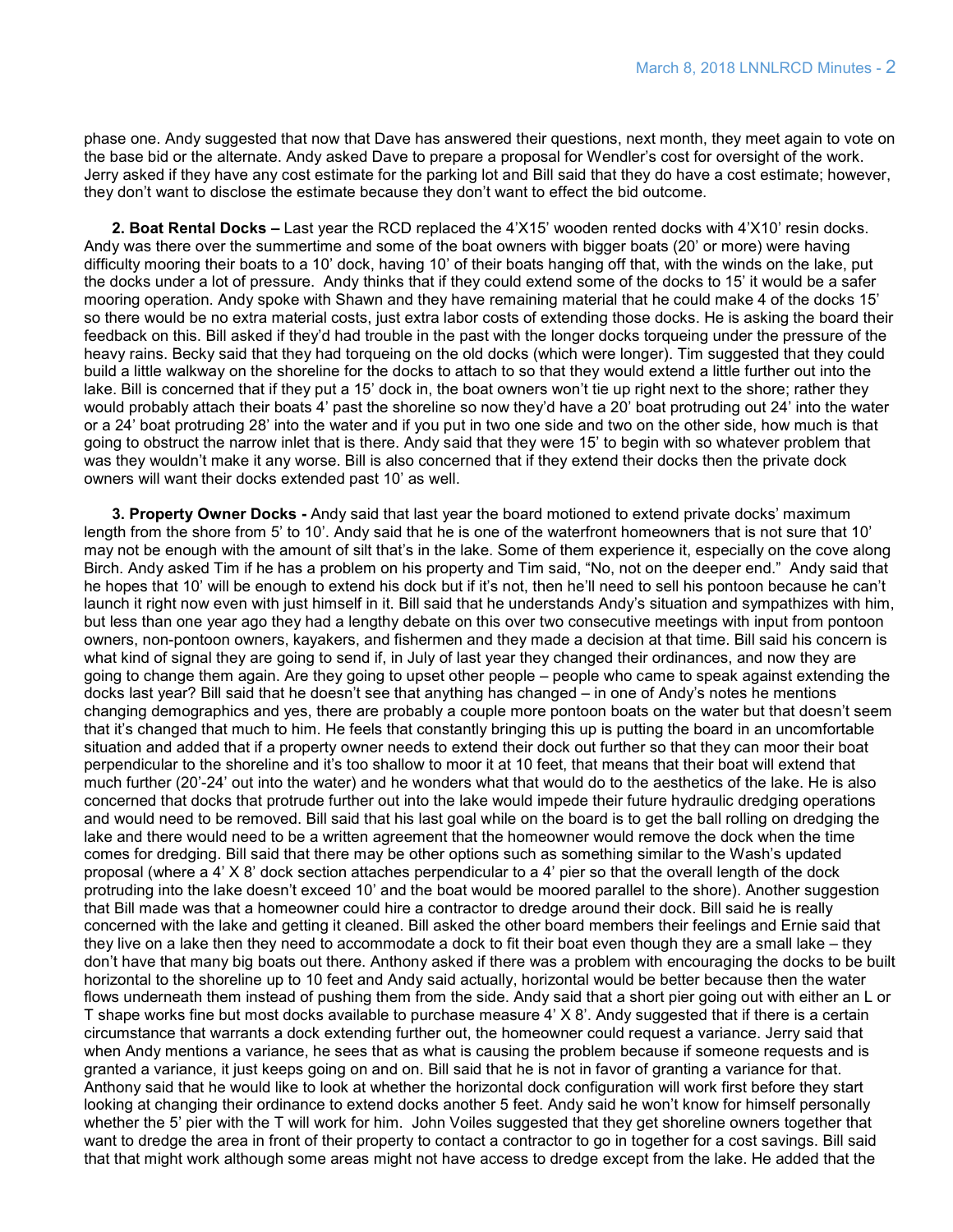phase one. Andy suggested that now that Dave has answered their questions, next month, they meet again to vote on the base bid or the alternate. Andy asked Dave to prepare a proposal for Wendler's cost for oversight of the work. Jerry asked if they have any cost estimate for the parking lot and Bill said that they do have a cost estimate; however, they don't want to disclose the estimate because they don't want to effect the bid outcome.

**2. Boat Rental Docks –** Last year the RCD replaced the 4'X15' wooden rented docks with 4'X10' resin docks. Andy was there over the summertime and some of the boat owners with bigger boats (20' or more) were having difficulty mooring their boats to a 10' dock, having 10' of their boats hanging off that, with the winds on the lake, put the docks under a lot of pressure. Andy thinks that if they could extend some of the docks to 15' it would be a safer mooring operation. Andy spoke with Shawn and they have remaining material that he could make 4 of the docks 15' so there would be no extra material costs, just extra labor costs of extending those docks. He is asking the board their feedback on this. Bill asked if they'd had trouble in the past with the longer docks torqueing under the pressure of the heavy rains. Becky said that they had torqueing on the old docks (which were longer). Tim suggested that they could build a little walkway on the shoreline for the docks to attach to so that they would extend a little further out into the lake. Bill is concerned that if they put a 15' dock in, the boat owners won't tie up right next to the shore; rather they would probably attach their boats 4' past the shoreline so now they'd have a 20' boat protruding out 24' into the water or a 24' boat protruding 28' into the water and if you put in two one side and two on the other side, how much is that going to obstruct the narrow inlet that is there. Andy said that they were 15' to begin with so whatever problem that was they wouldn't make it any worse. Bill is also concerned that if they extend their docks then the private dock owners will want their docks extended past 10' as well.

**3. Property Owner Docks -** Andy said that last year the board motioned to extend private docks' maximum length from the shore from 5' to 10'. Andy said that he is one of the waterfront homeowners that is not sure that 10' may not be enough with the amount of silt that's in the lake. Some of them experience it, especially on the cove along Birch. Andy asked Tim if he has a problem on his property and Tim said, "No, not on the deeper end." Andy said that he hopes that 10' will be enough to extend his dock but if it's not, then he'll need to sell his pontoon because he can't launch it right now even with just himself in it. Bill said that he understands Andy's situation and sympathizes with him, but less than one year ago they had a lengthy debate on this over two consecutive meetings with input from pontoon owners, non-pontoon owners, kayakers, and fishermen and they made a decision at that time. Bill said his concern is what kind of signal they are going to send if, in July of last year they changed their ordinances, and now they are going to change them again. Are they going to upset other people – people who came to speak against extending the docks last year? Bill said that he doesn't see that anything has changed – in one of Andy's notes he mentions changing demographics and yes, there are probably a couple more pontoon boats on the water but that doesn't seem that it's changed that much to him. He feels that constantly bringing this up is putting the board in an uncomfortable situation and added that if a property owner needs to extend their dock out further so that they can moor their boat perpendicular to the shoreline and it's too shallow to moor it at 10 feet, that means that their boat will extend that much further (20'-24' out into the water) and he wonders what that would do to the aesthetics of the lake. He is also concerned that docks that protrude further out into the lake would impede their future hydraulic dredging operations and would need to be removed. Bill said that his last goal while on the board is to get the ball rolling on dredging the lake and there would need to be a written agreement that the homeowner would remove the dock when the time comes for dredging. Bill said that there may be other options such as something similar to the Wash's updated proposal (where a 4' X 8' dock section attaches perpendicular to a 4' pier so that the overall length of the dock protruding into the lake doesn't exceed 10' and the boat would be moored parallel to the shore). Another suggestion that Bill made was that a homeowner could hire a contractor to dredge around their dock. Bill said he is really concerned with the lake and getting it cleaned. Bill asked the other board members their feelings and Ernie said that they live on a lake then they need to accommodate a dock to fit their boat even though they are a small lake – they don't have that many big boats out there. Anthony asked if there was a problem with encouraging the docks to be built horizontal to the shoreline up to 10 feet and Andy said actually, horizontal would be better because then the water flows underneath them instead of pushing them from the side. Andy said that a short pier going out with either an L or T shape works fine but most docks available to purchase measure 4' X 8'. Andy suggested that if there is a certain circumstance that warrants a dock extending further out, the homeowner could request a variance. Jerry said that when Andy mentions a variance, he sees that as what is causing the problem because if someone requests and is granted a variance, it just keeps going on and on. Bill said that he is not in favor of granting a variance for that. Anthony said that he would like to look at whether the horizontal dock configuration will work first before they start looking at changing their ordinance to extend docks another 5 feet. Andy said he won't know for himself personally whether the 5' pier with the T will work for him. John Voiles suggested that they get shoreline owners together that want to dredge the area in front of their property to contact a contractor to go in together for a cost savings. Bill said that that might work although some areas might not have access to dredge except from the lake. He added that the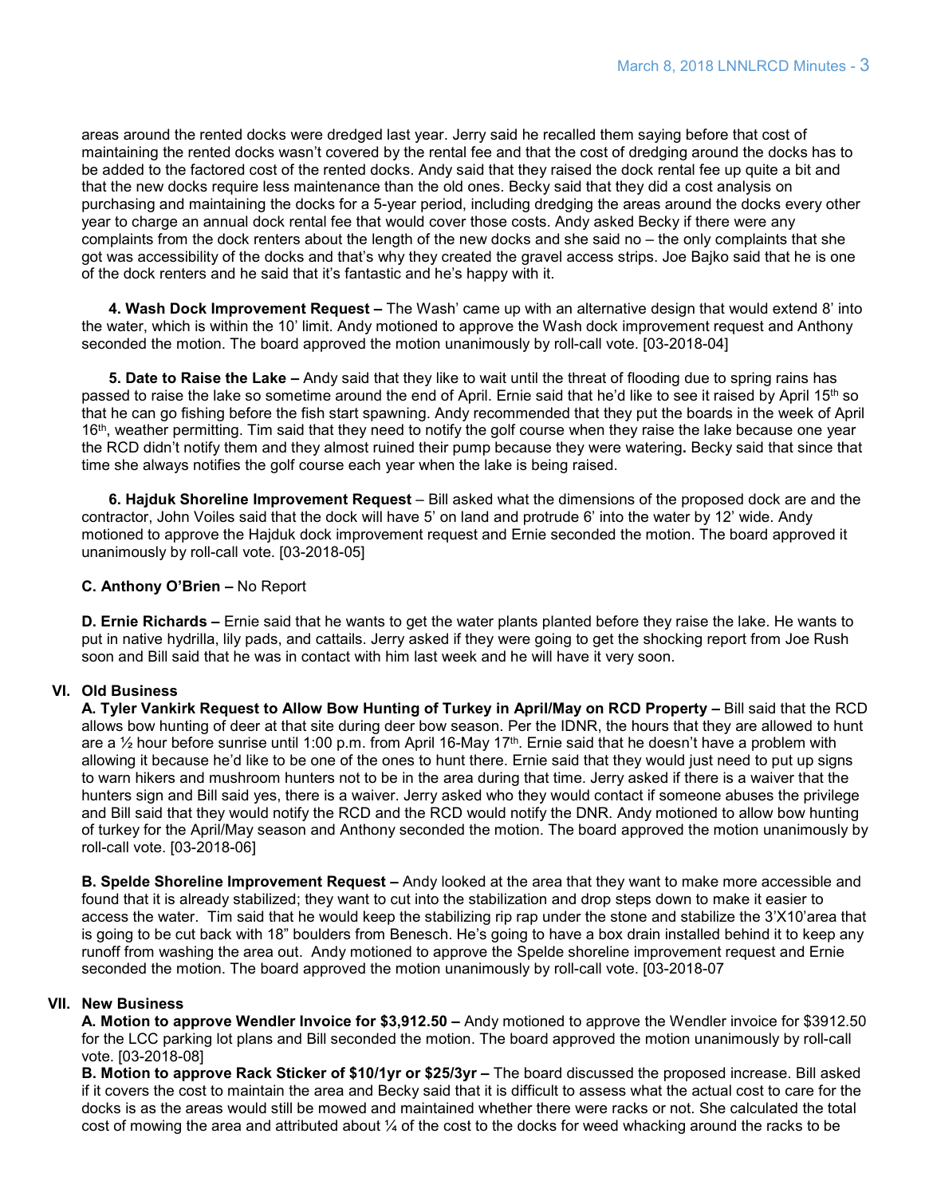areas around the rented docks were dredged last year. Jerry said he recalled them saying before that cost of maintaining the rented docks wasn't covered by the rental fee and that the cost of dredging around the docks has to be added to the factored cost of the rented docks. Andy said that they raised the dock rental fee up quite a bit and that the new docks require less maintenance than the old ones. Becky said that they did a cost analysis on purchasing and maintaining the docks for a 5-year period, including dredging the areas around the docks every other year to charge an annual dock rental fee that would cover those costs. Andy asked Becky if there were any complaints from the dock renters about the length of the new docks and she said no – the only complaints that she got was accessibility of the docks and that's why they created the gravel access strips. Joe Bajko said that he is one of the dock renters and he said that it's fantastic and he's happy with it.

**4. Wash Dock Improvement Request –** The Wash' came up with an alternative design that would extend 8' into the water, which is within the 10' limit. Andy motioned to approve the Wash dock improvement request and Anthony seconded the motion. The board approved the motion unanimously by roll-call vote. [03-2018-04]

**5. Date to Raise the Lake –** Andy said that they like to wait until the threat of flooding due to spring rains has passed to raise the lake so sometime around the end of April. Ernie said that he'd like to see it raised by April 15th so that he can go fishing before the fish start spawning. Andy recommended that they put the boards in the week of April 16th, weather permitting. Tim said that they need to notify the golf course when they raise the lake because one year the RCD didn't notify them and they almost ruined their pump because they were watering**.** Becky said that since that time she always notifies the golf course each year when the lake is being raised.

**6. Hajduk Shoreline Improvement Request** – Bill asked what the dimensions of the proposed dock are and the contractor, John Voiles said that the dock will have 5' on land and protrude 6' into the water by 12' wide. Andy motioned to approve the Hajduk dock improvement request and Ernie seconded the motion. The board approved it unanimously by roll-call vote. [03-2018-05]

**C. Anthony O'Brien –** No Report

**D. Ernie Richards –** Ernie said that he wants to get the water plants planted before they raise the lake. He wants to put in native hydrilla, lily pads, and cattails. Jerry asked if they were going to get the shocking report from Joe Rush soon and Bill said that he was in contact with him last week and he will have it very soon.

## VI. Old Business

**A. Tyler Vankirk Request to Allow Bow Hunting of Turkey in April/May on RCD Property –** Bill said that the RCD allows bow hunting of deer at that site during deer bow season. Per the IDNR, the hours that they are allowed to hunt are a ½ hour before sunrise until 1:00 p.m. from April 16-May 17th. Ernie said that he doesn't have a problem with allowing it because he'd like to be one of the ones to hunt there. Ernie said that they would just need to put up signs to warn hikers and mushroom hunters not to be in the area during that time. Jerry asked if there is a waiver that the hunters sign and Bill said yes, there is a waiver. Jerry asked who they would contact if someone abuses the privilege and Bill said that they would notify the RCD and the RCD would notify the DNR. Andy motioned to allow bow hunting of turkey for the April/May season and Anthony seconded the motion. The board approved the motion unanimously by roll-call vote. [03-2018-06]

**B. Spelde Shoreline Improvement Request –** Andy looked at the area that they want to make more accessible and found that it is already stabilized; they want to cut into the stabilization and drop steps down to make it easier to access the water. Tim said that he would keep the stabilizing rip rap under the stone and stabilize the 3'X10'area that is going to be cut back with 18" boulders from Benesch. He's going to have a box drain installed behind it to keep any runoff from washing the area out. Andy motioned to approve the Spelde shoreline improvement request and Ernie seconded the motion. The board approved the motion unanimously by roll-call vote. [03-2018-07

## VII. New Business

**A. Motion to approve Wendler Invoice for $3,912.50 –** Andy motioned to approve the Wendler invoice for $3912.50 for the LCC parking lot plans and Bill seconded the motion. The board approved the motion unanimously by roll-call vote. [03-2018-08]

**B. Motion to approve Rack Sticker of $10/1yr or $25/3yr –** The board discussed the proposed increase. Bill asked if it covers the cost to maintain the area and Becky said that it is difficult to assess what the actual cost to care for the docks is as the areas would still be mowed and maintained whether there were racks or not. She calculated the total cost of mowing the area and attributed about ¼ of the cost to the docks for weed whacking around the racks to be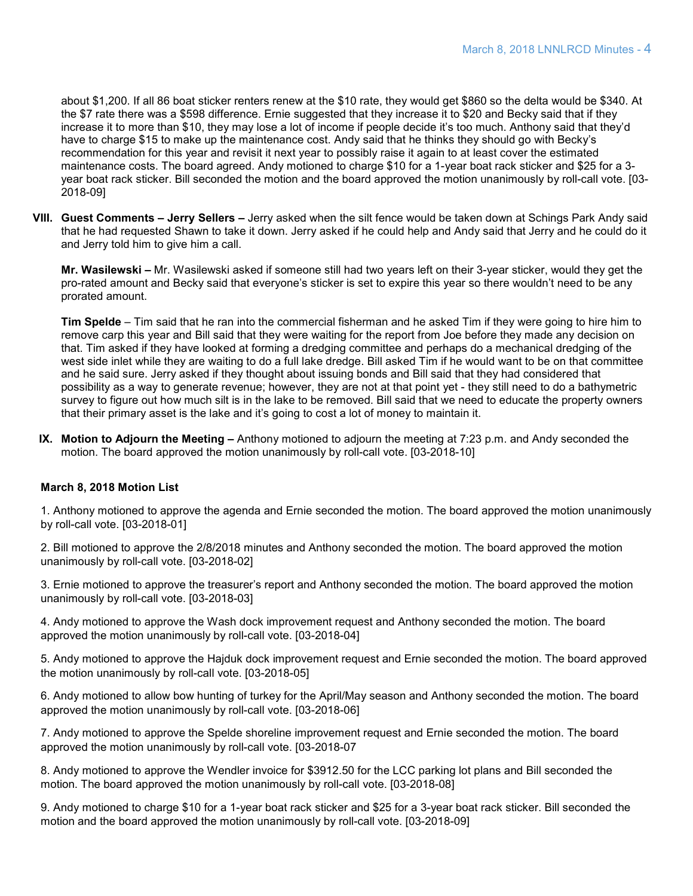about $1,200. If all 86 boat sticker renters renew at the $10 rate, they would get $860 so the delta would be $340. At the $7 rate there was a $598 difference. Ernie suggested that they increase it to $20 and Becky said that if they increase it to more than $10, they may lose a lot of income if people decide it's too much. Anthony said that they'd have to charge $15 to make up the maintenance cost. Andy said that he thinks they should go with Becky's recommendation for this year and revisit it next year to possibly raise it again to at least cover the estimated maintenance costs. The board agreed. Andy motioned to charge $10 for a 1-year boat rack sticker and $25 for a 3-year boat rack sticker. Bill seconded the motion and the board approved the motion unanimously by roll-call vote. [03-2018-09]

**VIII. Guest Comments – Jerry Sellers –** Jerry asked when the silt fence would be taken down at Schings Park Andy said that he had requested Shawn to take it down. Jerry asked if he could help and Andy said that Jerry and he could do it and Jerry told him to give him a call.

**Mr. Wasilewski –** Mr. Wasilewski asked if someone still had two years left on their 3-year sticker, would they get the pro-rated amount and Becky said that everyone's sticker is set to expire this year so there wouldn't need to be any prorated amount.

**Tim Spelde** – Tim said that he ran into the commercial fisherman and he asked Tim if they were going to hire him to remove carp this year and Bill said that they were waiting for the report from Joe before they made any decision on that. Tim asked if they have looked at forming a dredging committee and perhaps do a mechanical dredging of the west side inlet while they are waiting to do a full lake dredge. Bill asked Tim if he would want to be on that committee and he said sure. Jerry asked if they thought about issuing bonds and Bill said that they had considered that possibility as a way to generate revenue; however, they are not at that point yet - they still need to do a bathymetric survey to figure out how much silt is in the lake to be removed. Bill said that we need to educate the property owners that their primary asset is the lake and it's going to cost a lot of money to maintain it.

**IX. Motion to Adjourn the Meeting –** Anthony motioned to adjourn the meeting at 7:23 p.m. and Andy seconded the motion. The board approved the motion unanimously by roll-call vote. [03-2018-10]

**March 8, 2018 Motion List**

1. Anthony motioned to approve the agenda and Ernie seconded the motion. The board approved the motion unanimously by roll-call vote. [03-2018-01]

2. Bill motioned to approve the 2/8/2018 minutes and Anthony seconded the motion. The board approved the motion unanimously by roll-call vote. [03-2018-02]

3. Ernie motioned to approve the treasurer's report and Anthony seconded the motion. The board approved the motion unanimously by roll-call vote. [03-2018-03]

4. Andy motioned to approve the Wash dock improvement request and Anthony seconded the motion. The board approved the motion unanimously by roll-call vote. [03-2018-04]

5. Andy motioned to approve the Hajduk dock improvement request and Ernie seconded the motion. The board approved the motion unanimously by roll-call vote. [03-2018-05]

6. Andy motioned to allow bow hunting of turkey for the April/May season and Anthony seconded the motion. The board approved the motion unanimously by roll-call vote. [03-2018-06]

7. Andy motioned to approve the Spelde shoreline improvement request and Ernie seconded the motion. The board approved the motion unanimously by roll-call vote. [03-2018-07

8. Andy motioned to approve the Wendler invoice for $3912.50 for the LCC parking lot plans and Bill seconded the motion. The board approved the motion unanimously by roll-call vote. [03-2018-08]

9. Andy motioned to charge $10 for a 1-year boat rack sticker and $25 for a 3-year boat rack sticker. Bill seconded the motion and the board approved the motion unanimously by roll-call vote. [03-2018-09]